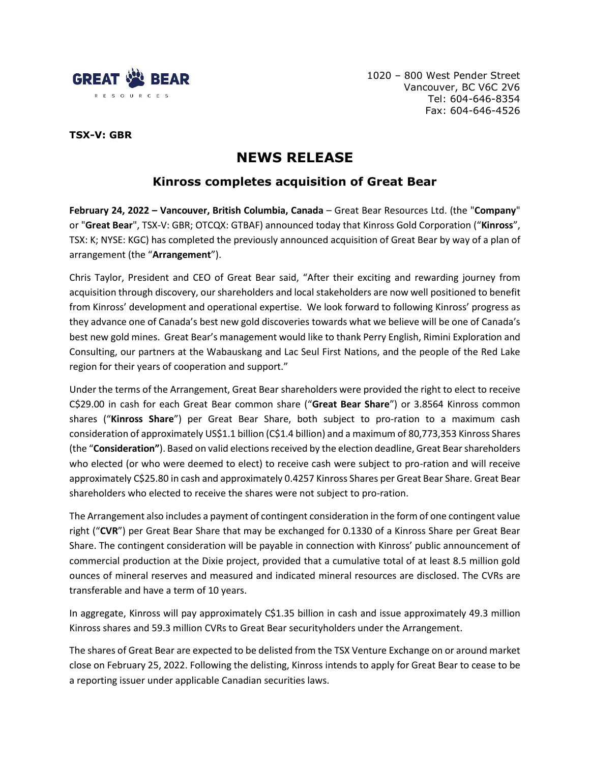GREAT BEAR RESOURCES

1020 – 800 West Pender Street
Vancouver, BC V6C 2V6
Tel: 604-646-8354
Fax: 604-646-4526

**TSX-V: GBR**

# NEWS RELEASE

## Kinross completes acquisition of Great Bear

**February 24, 2022 – Vancouver, British Columbia, Canada** – Great Bear Resources Ltd. (the "**Company**" or "**Great Bear**", TSX-V: GBR; OTCQX: GTBAF) announced today that Kinross Gold Corporation ("**Kinross**", TSX: K; NYSE: KGC) has completed the previously announced acquisition of Great Bear by way of a plan of arrangement (the "**Arrangement**").

Chris Taylor, President and CEO of Great Bear said, "After their exciting and rewarding journey from acquisition through discovery, our shareholders and local stakeholders are now well positioned to benefit from Kinross' development and operational expertise. We look forward to following Kinross' progress as they advance one of Canada's best new gold discoveries towards what we believe will be one of Canada's best new gold mines. Great Bear's management would like to thank Perry English, Rimini Exploration and Consulting, our partners at the Wabauskang and Lac Seul First Nations, and the people of the Red Lake region for their years of cooperation and support."

Under the terms of the Arrangement, Great Bear shareholders were provided the right to elect to receive C$29.00 in cash for each Great Bear common share ("**Great Bear Share**") or 3.8564 Kinross common shares ("**Kinross Share**") per Great Bear Share, both subject to pro-ration to a maximum cash consideration of approximately US$1.1 billion (C$1.4 billion) and a maximum of 80,773,353 Kinross Shares (the "**Consideration**"). Based on valid elections received by the election deadline, Great Bear shareholders who elected (or who were deemed to elect) to receive cash were subject to pro-ration and will receive approximately C$25.80 in cash and approximately 0.4257 Kinross Shares per Great Bear Share. Great Bear shareholders who elected to receive the shares were not subject to pro-ration.

The Arrangement also includes a payment of contingent consideration in the form of one contingent value right ("**CVR**") per Great Bear Share that may be exchanged for 0.1330 of a Kinross Share per Great Bear Share. The contingent consideration will be payable in connection with Kinross' public announcement of commercial production at the Dixie project, provided that a cumulative total of at least 8.5 million gold ounces of mineral reserves and measured and indicated mineral resources are disclosed. The CVRs are transferable and have a term of 10 years.

In aggregate, Kinross will pay approximately C$1.35 billion in cash and issue approximately 49.3 million Kinross shares and 59.3 million CVRs to Great Bear securityholders under the Arrangement.

The shares of Great Bear are expected to be delisted from the TSX Venture Exchange on or around market close on February 25, 2022. Following the delisting, Kinross intends to apply for Great Bear to cease to be a reporting issuer under applicable Canadian securities laws.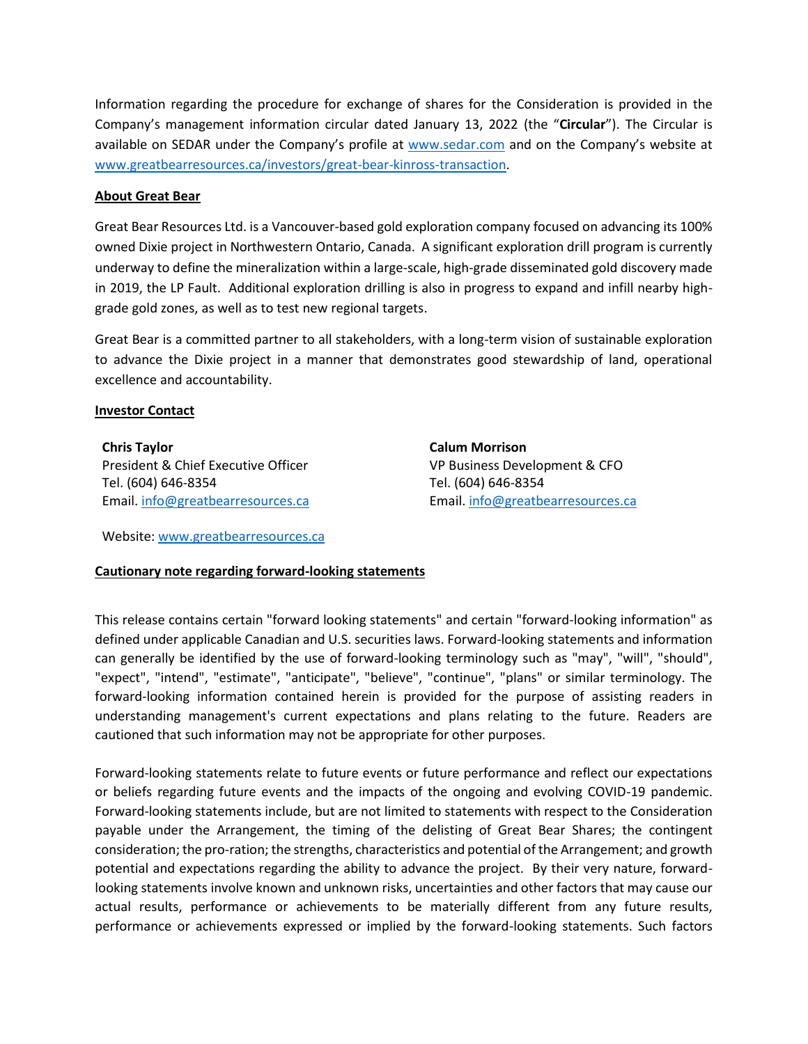Information regarding the procedure for exchange of shares for the Consideration is provided in the Company's management information circular dated January 13, 2022 (the "**Circular**"). The Circular is available on SEDAR under the Company's profile at [www.sedar.com](http://www.sedar.com) and on the Company's website at [www.greatbearresources.ca/investors/great-bear-kinross-transaction](http://www.greatbearresources.ca/investors/great-bear-kinross-transaction).

## About Great Bear

Great Bear Resources Ltd. is a Vancouver-based gold exploration company focused on advancing its 100% owned Dixie project in Northwestern Ontario, Canada. A significant exploration drill program is currently underway to define the mineralization within a large-scale, high-grade disseminated gold discovery made in 2019, the LP Fault. Additional exploration drilling is also in progress to expand and infill nearby high-grade gold zones, as well as to test new regional targets.

Great Bear is a committed partner to all stakeholders, with a long-term vision of sustainable exploration to advance the Dixie project in a manner that demonstrates good stewardship of land, operational excellence and accountability.

## Investor Contact

**Chris Taylor**
President & Chief Executive Officer
Tel. (604) 646-8354
Email. [info@greatbearresources.ca](mailto:info@greatbearresources.ca)

**Calum Morrison**
VP Business Development & CFO
Tel. (604) 646-8354
Email. [info@greatbearresources.ca](mailto:info@greatbearresources.ca)

Website: [www.greatbearresources.ca](http://www.greatbearresources.ca)

## Cautionary note regarding forward-looking statements

This release contains certain "forward looking statements" and certain "forward-looking information" as defined under applicable Canadian and U.S. securities laws. Forward-looking statements and information can generally be identified by the use of forward-looking terminology such as "may", "will", "should", "expect", "intend", "estimate", "anticipate", "believe", "continue", "plans" or similar terminology. The forward-looking information contained herein is provided for the purpose of assisting readers in understanding management's current expectations and plans relating to the future. Readers are cautioned that such information may not be appropriate for other purposes.

Forward-looking statements relate to future events or future performance and reflect our expectations or beliefs regarding future events and the impacts of the ongoing and evolving COVID-19 pandemic. Forward-looking statements include, but are not limited to statements with respect to the Consideration payable under the Arrangement, the timing of the delisting of Great Bear Shares; the contingent consideration; the pro-ration; the strengths, characteristics and potential of the Arrangement; and growth potential and expectations regarding the ability to advance the project. By their very nature, forward-looking statements involve known and unknown risks, uncertainties and other factors that may cause our actual results, performance or achievements to be materially different from any future results, performance or achievements expressed or implied by the forward-looking statements. Such factors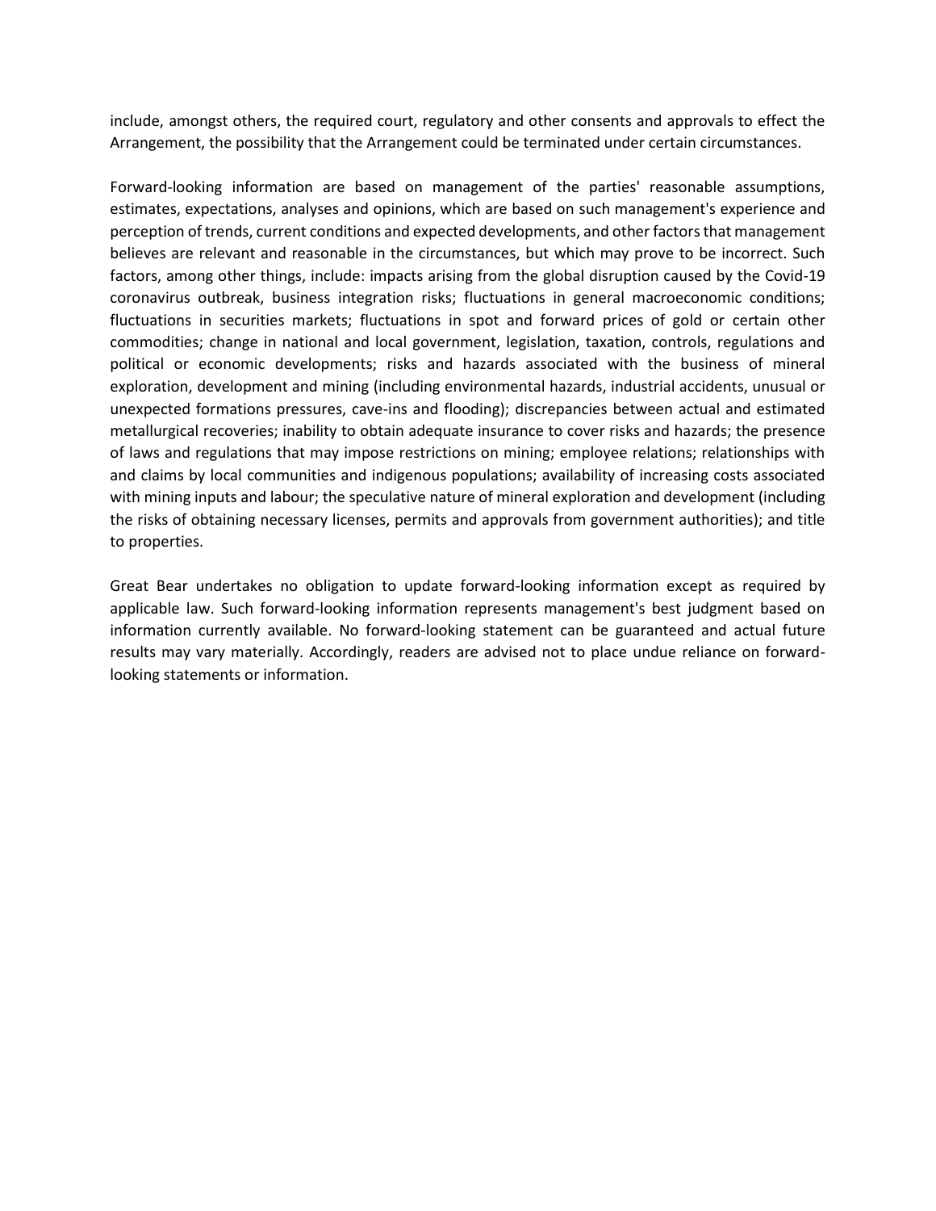include, amongst others, the required court, regulatory and other consents and approvals to effect the Arrangement, the possibility that the Arrangement could be terminated under certain circumstances.

Forward-looking information are based on management of the parties' reasonable assumptions, estimates, expectations, analyses and opinions, which are based on such management's experience and perception of trends, current conditions and expected developments, and other factors that management believes are relevant and reasonable in the circumstances, but which may prove to be incorrect. Such factors, among other things, include: impacts arising from the global disruption caused by the Covid-19 coronavirus outbreak, business integration risks; fluctuations in general macroeconomic conditions; fluctuations in securities markets; fluctuations in spot and forward prices of gold or certain other commodities; change in national and local government, legislation, taxation, controls, regulations and political or economic developments; risks and hazards associated with the business of mineral exploration, development and mining (including environmental hazards, industrial accidents, unusual or unexpected formations pressures, cave-ins and flooding); discrepancies between actual and estimated metallurgical recoveries; inability to obtain adequate insurance to cover risks and hazards; the presence of laws and regulations that may impose restrictions on mining; employee relations; relationships with and claims by local communities and indigenous populations; availability of increasing costs associated with mining inputs and labour; the speculative nature of mineral exploration and development (including the risks of obtaining necessary licenses, permits and approvals from government authorities); and title to properties.

Great Bear undertakes no obligation to update forward-looking information except as required by applicable law. Such forward-looking information represents management's best judgment based on information currently available. No forward-looking statement can be guaranteed and actual future results may vary materially. Accordingly, readers are advised not to place undue reliance on forward-looking statements or information.